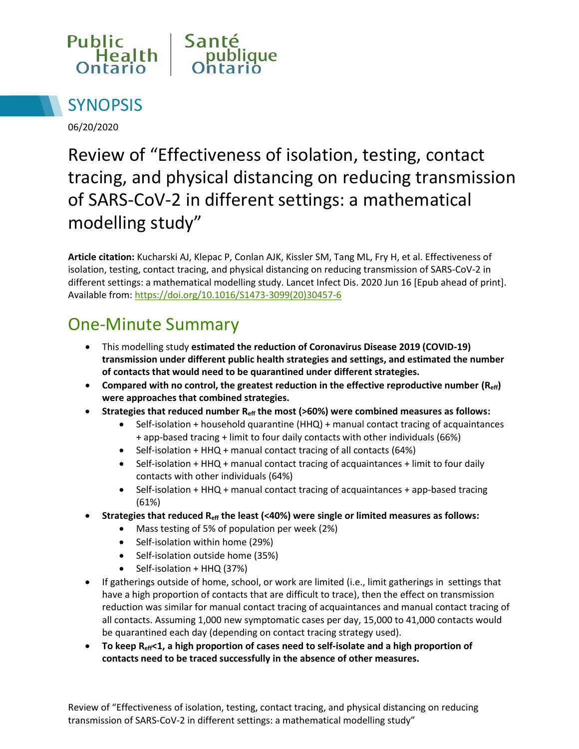Public Health Ontario | Santé publique Ontario

# SYNOPSIS

06/20/2020

## Review of "Effectiveness of isolation, testing, contact tracing, and physical distancing on reducing transmission of SARS-CoV-2 in different settings: a mathematical modelling study"

**Article citation:** Kucharski AJ, Klepac P, Conlan AJK, Kissler SM, Tang ML, Fry H, et al. Effectiveness of isolation, testing, contact tracing, and physical distancing on reducing transmission of SARS-CoV-2 in different settings: a mathematical modelling study. Lancet Infect Dis. 2020 Jun 16 [Epub ahead of print]. Available from: https://doi.org/10.1016/S1473-3099(20)30457-6

## One-Minute Summary

- This modelling study **estimated the reduction of Coronavirus Disease 2019 (COVID-19) transmission under different public health strategies and settings, and estimated the number of contacts that would need to be quarantined under different strategies.**
- **Compared with no control, the greatest reduction in the effective reproductive number ($R_{eff}$) were approaches that combined strategies.**
- **Strategies that reduced number $R_{eff}$ the most (>60%) were combined measures as follows:**
  - Self-isolation + household quarantine (HHQ) + manual contact tracing of acquaintances + app-based tracing + limit to four daily contacts with other individuals (66%)
  - Self-isolation + HHQ + manual contact tracing of all contacts (64%)
  - Self-isolation + HHQ + manual contact tracing of acquaintances + limit to four daily contacts with other individuals (64%)
  - Self-isolation + HHQ + manual contact tracing of acquaintances + app-based tracing (61%)
- **Strategies that reduced $R_{eff}$ the least (<40%) were single or limited measures as follows:**
  - Mass testing of 5% of population per week (2%)
  - Self-isolation within home (29%)
  - Self-isolation outside home (35%)
  - Self-isolation + HHQ (37%)
- If gatherings outside of home, school, or work are limited (i.e., limit gatherings in settings that have a high proportion of contacts that are difficult to trace), then the effect on transmission reduction was similar for manual contact tracing of acquaintances and manual contact tracing of all contacts. Assuming 1,000 new symptomatic cases per day, 15,000 to 41,000 contacts would be quarantined each day (depending on contact tracing strategy used).
- **To keep $R_{eff}$<1, a high proportion of cases need to self-isolate and a high proportion of contacts need to be traced successfully in the absence of other measures.**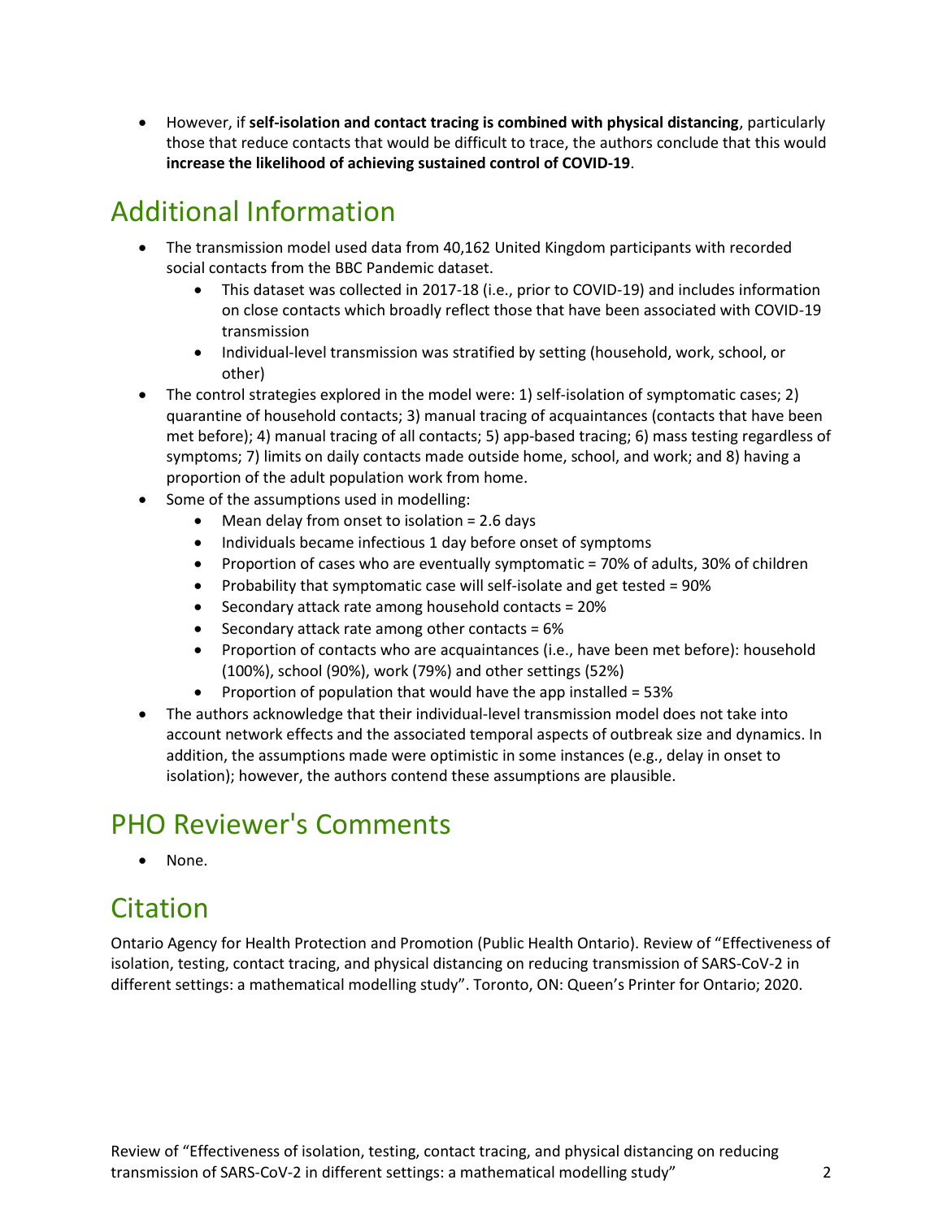- However, if **self-isolation and contact tracing is combined with physical distancing**, particularly those that reduce contacts that would be difficult to trace, the authors conclude that this would **increase the likelihood of achieving sustained control of COVID-19**.

## Additional Information

- The transmission model used data from 40,162 United Kingdom participants with recorded social contacts from the BBC Pandemic dataset.
  - This dataset was collected in 2017-18 (i.e., prior to COVID-19) and includes information on close contacts which broadly reflect those that have been associated with COVID-19 transmission
  - Individual-level transmission was stratified by setting (household, work, school, or other)
- The control strategies explored in the model were: 1) self-isolation of symptomatic cases; 2) quarantine of household contacts; 3) manual tracing of acquaintances (contacts that have been met before); 4) manual tracing of all contacts; 5) app-based tracing; 6) mass testing regardless of symptoms; 7) limits on daily contacts made outside home, school, and work; and 8) having a proportion of the adult population work from home.
- Some of the assumptions used in modelling:
  - Mean delay from onset to isolation = 2.6 days
  - Individuals became infectious 1 day before onset of symptoms
  - Proportion of cases who are eventually symptomatic = 70% of adults, 30% of children
  - Probability that symptomatic case will self-isolate and get tested = 90%
  - Secondary attack rate among household contacts = 20%
  - Secondary attack rate among other contacts = 6%
  - Proportion of contacts who are acquaintances (i.e., have been met before): household (100%), school (90%), work (79%) and other settings (52%)
  - Proportion of population that would have the app installed = 53%
- The authors acknowledge that their individual-level transmission model does not take into account network effects and the associated temporal aspects of outbreak size and dynamics. In addition, the assumptions made were optimistic in some instances (e.g., delay in onset to isolation); however, the authors contend these assumptions are plausible.

## PHO Reviewer's Comments

- None.

## Citation

Ontario Agency for Health Protection and Promotion (Public Health Ontario). Review of "Effectiveness of isolation, testing, contact tracing, and physical distancing on reducing transmission of SARS-CoV-2 in different settings: a mathematical modelling study". Toronto, ON: Queen's Printer for Ontario; 2020.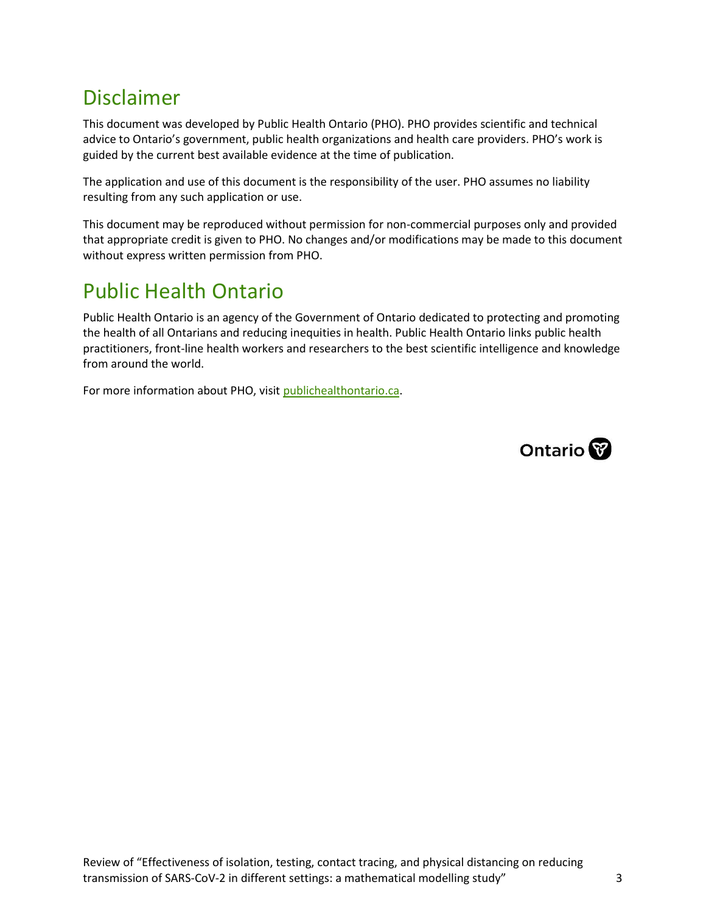## Disclaimer

This document was developed by Public Health Ontario (PHO). PHO provides scientific and technical advice to Ontario's government, public health organizations and health care providers. PHO's work is guided by the current best available evidence at the time of publication.

The application and use of this document is the responsibility of the user. PHO assumes no liability resulting from any such application or use.

This document may be reproduced without permission for non-commercial purposes only and provided that appropriate credit is given to PHO. No changes and/or modifications may be made to this document without express written permission from PHO.

## Public Health Ontario

Public Health Ontario is an agency of the Government of Ontario dedicated to protecting and promoting the health of all Ontarians and reducing inequities in health. Public Health Ontario links public health practitioners, front-line health workers and researchers to the best scientific intelligence and knowledge from around the world.

For more information about PHO, visit [publichealthontario.ca](publichealthontario.ca).

Ontario